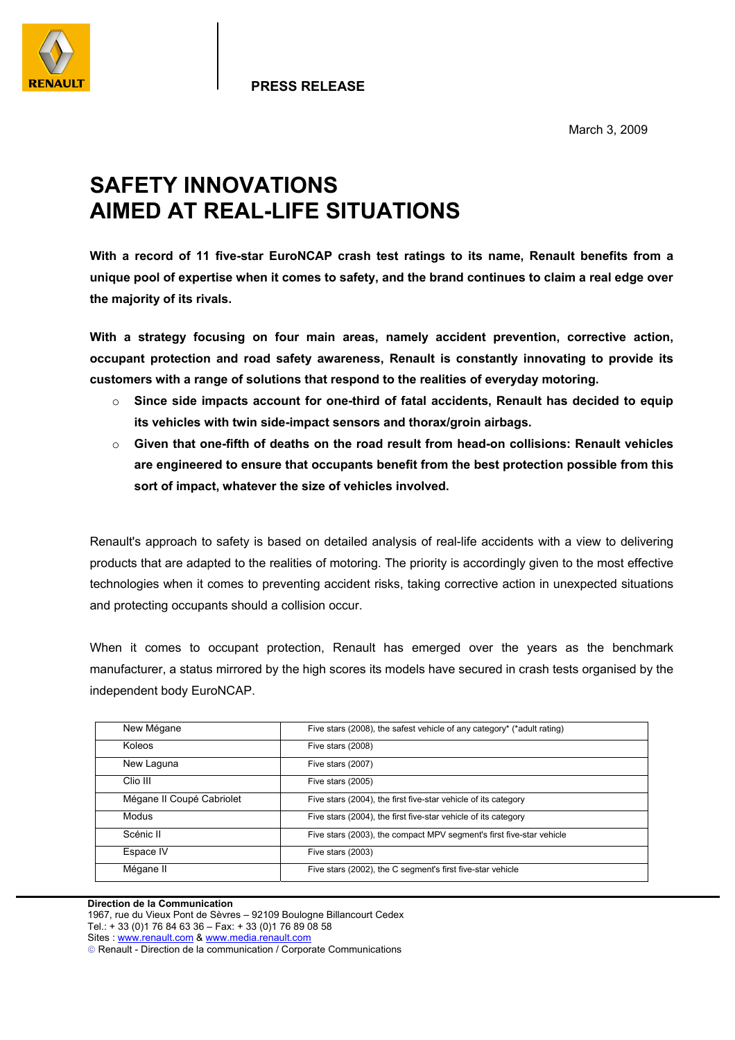RENAULT

**PRESS RELEASE**

March 3, 2009

# SAFETY INNOVATIONS AIMED AT REAL-LIFE SITUATIONS

**With a record of 11 five-star EuroNCAP crash test ratings to its name, Renault benefits from a unique pool of expertise when it comes to safety, and the brand continues to claim a real edge over the majority of its rivals.**

**With a strategy focusing on four main areas, namely accident prevention, corrective action, occupant protection and road safety awareness, Renault is constantly innovating to provide its customers with a range of solutions that respond to the realities of everyday motoring.**

- **Since side impacts account for one-third of fatal accidents, Renault has decided to equip its vehicles with twin side-impact sensors and thorax/groin airbags.**
- **Given that one-fifth of deaths on the road result from head-on collisions: Renault vehicles are engineered to ensure that occupants benefit from the best protection possible from this sort of impact, whatever the size of vehicles involved.**

Renault's approach to safety is based on detailed analysis of real-life accidents with a view to delivering products that are adapted to the realities of motoring. The priority is accordingly given to the most effective technologies when it comes to preventing accident risks, taking corrective action in unexpected situations and protecting occupants should a collision occur.

When it comes to occupant protection, Renault has emerged over the years as the benchmark manufacturer, a status mirrored by the high scores its models have secured in crash tests organised by the independent body EuroNCAP.

| | |
|---|---|
| New Mégane | Five stars (2008), the safest vehicle of any category* (*adult rating) |
| Koleos | Five stars (2008) |
| New Laguna | Five stars (2007) |
| Clio III | Five stars (2005) |
| Mégane II Coupé Cabriolet | Five stars (2004), the first five-star vehicle of its category |
| Modus | Five stars (2004), the first five-star vehicle of its category |
| Scénic II | Five stars (2003), the compact MPV segment's first five-star vehicle |
| Espace IV | Five stars (2003) |
| Mégane II | Five stars (2002), the C segment's first five-star vehicle |

**Direction de la Communication**
1967, rue du Vieux Pont de Sèvres – 92109 Boulogne Billancourt Cedex
Tel.: + 33 (0)1 76 84 63 36 – Fax: + 33 (0)1 76 89 08 58
Sites : www.renault.com & www.media.renault.com
© Renault - Direction de la communication / Corporate Communications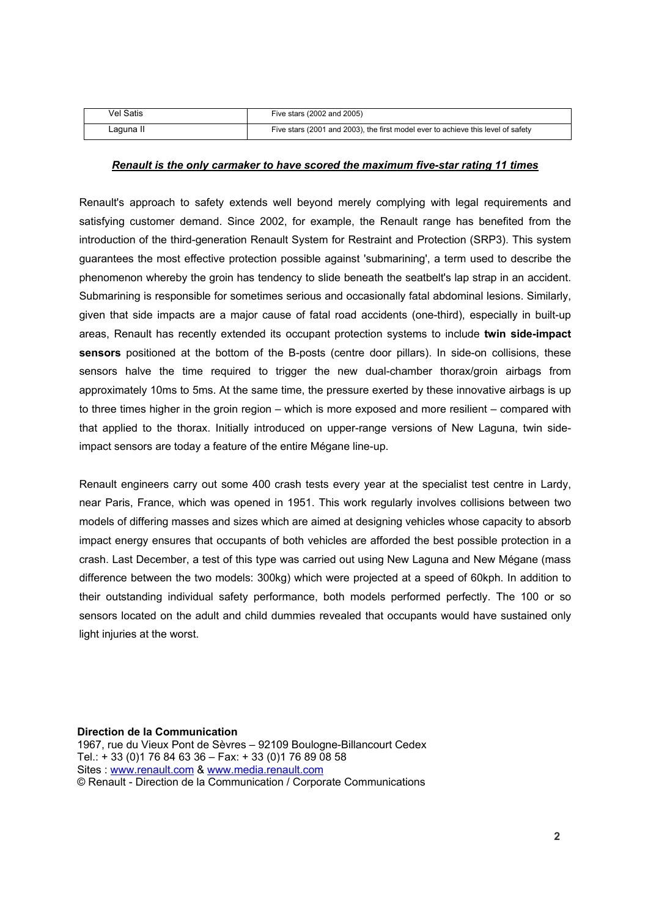| | |
|---|---|
| Vel Satis | Five stars (2002 and 2005) |
| Laguna II | Five stars (2001 and 2003), the first model ever to achieve this level of safety |

***Renault is the only carmaker to have scored the maximum five-star rating 11 times***

Renault's approach to safety extends well beyond merely complying with legal requirements and satisfying customer demand. Since 2002, for example, the Renault range has benefited from the introduction of the third-generation Renault System for Restraint and Protection (SRP3). This system guarantees the most effective protection possible against 'submarining', a term used to describe the phenomenon whereby the groin has tendency to slide beneath the seatbelt's lap strap in an accident. Submarining is responsible for sometimes serious and occasionally fatal abdominal lesions. Similarly, given that side impacts are a major cause of fatal road accidents (one-third), especially in built-up areas, Renault has recently extended its occupant protection systems to include **twin side-impact sensors** positioned at the bottom of the B-posts (centre door pillars). In side-on collisions, these sensors halve the time required to trigger the new dual-chamber thorax/groin airbags from approximately 10ms to 5ms. At the same time, the pressure exerted by these innovative airbags is up to three times higher in the groin region – which is more exposed and more resilient – compared with that applied to the thorax. Initially introduced on upper-range versions of New Laguna, twin side-impact sensors are today a feature of the entire Mégane line-up.

Renault engineers carry out some 400 crash tests every year at the specialist test centre in Lardy, near Paris, France, which was opened in 1951. This work regularly involves collisions between two models of differing masses and sizes which are aimed at designing vehicles whose capacity to absorb impact energy ensures that occupants of both vehicles are afforded the best possible protection in a crash. Last December, a test of this type was carried out using New Laguna and New Mégane (mass difference between the two models: 300kg) which were projected at a speed of 60kph. In addition to their outstanding individual safety performance, both models performed perfectly. The 100 or so sensors located on the adult and child dummies revealed that occupants would have sustained only light injuries at the worst.

**Direction de la Communication**
1967, rue du Vieux Pont de Sèvres – 92109 Boulogne-Billancourt Cedex
Tel.: + 33 (0)1 76 84 63 36 – Fax: + 33 (0)1 76 89 08 58
Sites : www.renault.com & www.media.renault.com
© Renault - Direction de la Communication / Corporate Communications